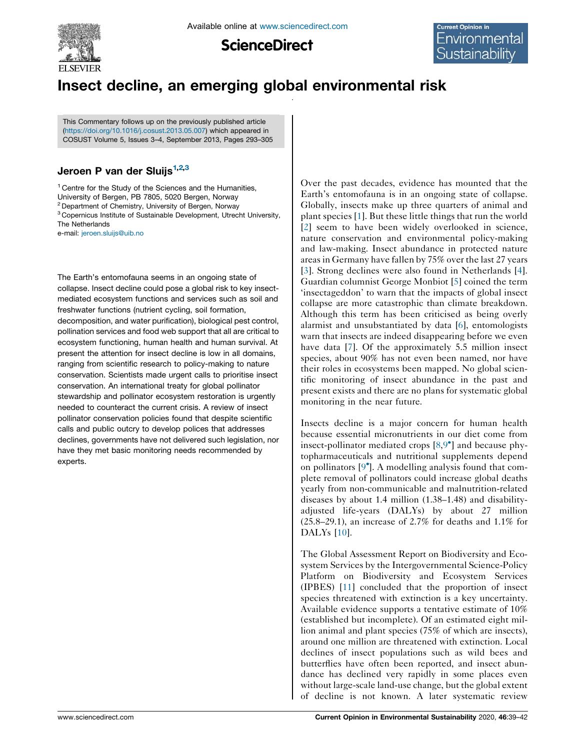# Insect decline, an emerging global environmental risk

This Commentary follows up on the previously published article (https://doi.org/10.1016/j.cosust.2013.05.007) which appeared in COSUST Volume 5, Issues 3–4, September 2013, Pages 293–305

## Jeroen P van der Sluijs[1,2,3]

[1] Centre for the Study of the Sciences and the Humanities, University of Bergen, PB 7805, 5020 Bergen, Norway
[2] Department of Chemistry, University of Bergen, Norway
[3] Copernicus Institute of Sustainable Development, Utrecht University, The Netherlands

e-mail: jeroen.sluijs@uib.no

The Earth's entomofauna seems in an ongoing state of collapse. Insect decline could pose a global risk to key insect-mediated ecosystem functions and services such as soil and freshwater functions (nutrient cycling, soil formation, decomposition, and water purification), biological pest control, pollination services and food web support that all are critical to ecosystem functioning, human health and human survival. At present the attention for insect decline is low in all domains, ranging from scientific research to policy-making to nature conservation. Scientists made urgent calls to prioritise insect conservation. An international treaty for global pollinator stewardship and pollinator ecosystem restoration is urgently needed to counteract the current crisis. A review of insect pollinator conservation policies found that despite scientific calls and public outcry to develop polices that addresses declines, governments have not delivered such legislation, nor have they met basic monitoring needs recommended by experts.

Over the past decades, evidence has mounted that the Earth's entomofauna is in an ongoing state of collapse. Globally, insects make up three quarters of animal and plant species [1]. But these little things that run the world [2] seem to have been widely overlooked in science, nature conservation and environmental policy-making and law-making. Insect abundance in protected nature areas in Germany have fallen by 75% over the last 27 years [3]. Strong declines were also found in Netherlands [4]. Guardian columnist George Monbiot [5] coined the term 'insectageddon' to warn that the impacts of global insect collapse are more catastrophic than climate breakdown. Although this term has been criticised as being overly alarmist and unsubstantiated by data [6], entomologists warn that insects are indeed disappearing before we even have data [7]. Of the approximately 5.5 million insect species, about 90% has not even been named, nor have their roles in ecosystems been mapped. No global scientific monitoring of insect abundance in the past and present exists and there are no plans for systematic global monitoring in the near future.

Insects decline is a major concern for human health because essential micronutrients in our diet come from insect-pollinator mediated crops [8,9•] and because phytopharmaceuticals and nutritional supplements depend on pollinators [9•]. A modelling analysis found that complete removal of pollinators could increase global deaths yearly from non-communicable and malnutrition-related diseases by about 1.4 million (1.38–1.48) and disability-adjusted life-years (DALYs) by about 27 million (25.8–29.1), an increase of 2.7% for deaths and 1.1% for DALYs [10].

The Global Assessment Report on Biodiversity and Ecosystem Services by the Intergovernmental Science-Policy Platform on Biodiversity and Ecosystem Services (IPBES) [11] concluded that the proportion of insect species threatened with extinction is a key uncertainty. Available evidence supports a tentative estimate of 10% (established but incomplete). Of an estimated eight million animal and plant species (75% of which are insects), around one million are threatened with extinction. Local declines of insect populations such as wild bees and butterflies have often been reported, and insect abundance has declined very rapidly in some places even without large-scale land-use change, but the global extent of decline is not known. A later systematic review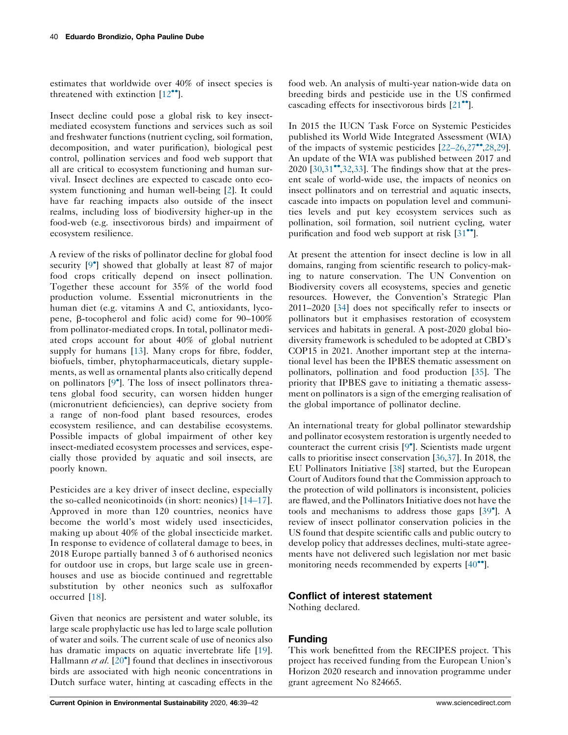estimates that worldwide over 40% of insect species is threatened with extinction [12••].

Insect decline could pose a global risk to key insect-mediated ecosystem functions and services such as soil and freshwater functions (nutrient cycling, soil formation, decomposition, and water purification), biological pest control, pollination services and food web support that all are critical to ecosystem functioning and human survival. Insect declines are expected to cascade onto ecosystem functioning and human well-being [2]. It could have far reaching impacts also outside of the insect realms, including loss of biodiversity higher-up in the food-web (e.g. insectivorous birds) and impairment of ecosystem resilience.

A review of the risks of pollinator decline for global food security [9•] showed that globally at least 87 of major food crops critically depend on insect pollination. Together these account for 35% of the world food production volume. Essential micronutrients in the human diet (e.g. vitamins A and C, antioxidants, lycopene, β-tocopherol and folic acid) come for 90–100% from pollinator-mediated crops. In total, pollinator mediated crops account for about 40% of global nutrient supply for humans [13]. Many crops for fibre, fodder, biofuels, timber, phytopharmaceuticals, dietary supplements, as well as ornamental plants also critically depend on pollinators [9•]. The loss of insect pollinators threatens global food security, can worsen hidden hunger (micronutrient deficiencies), can deprive society from a range of non-food plant based resources, erodes ecosystem resilience, and can destabilise ecosystems. Possible impacts of global impairment of other key insect-mediated ecosystem processes and services, especially those provided by aquatic and soil insects, are poorly known.

Pesticides are a key driver of insect decline, especially the so-called neonicotinoids (in short: neonics) [14–17]. Approved in more than 120 countries, neonics have become the world's most widely used insecticides, making up about 40% of the global insecticide market. In response to evidence of collateral damage to bees, in 2018 Europe partially banned 3 of 6 authorised neonics for outdoor use in crops, but large scale use in greenhouses and use as biocide continued and regrettable substitution by other neonics such as sulfoxaflor occurred [18].

Given that neonics are persistent and water soluble, its large scale prophylactic use has led to large scale pollution of water and soils. The current scale of use of neonics also has dramatic impacts on aquatic invertebrate life [19]. Hallmann *et al.* [20•] found that declines in insectivorous birds are associated with high neonic concentrations in Dutch surface water, hinting at cascading effects in the food web. An analysis of multi-year nation-wide data on breeding birds and pesticide use in the US confirmed cascading effects for insectivorous birds [21••].

In 2015 the IUCN Task Force on Systemic Pesticides published its World Wide Integrated Assessment (WIA) of the impacts of systemic pesticides [22–26,27••,28,29]. An update of the WIA was published between 2017 and 2020 [30,31••,32,33]. The findings show that at the present scale of world-wide use, the impacts of neonics on insect pollinators and on terrestrial and aquatic insects, cascade into impacts on population level and communities levels and put key ecosystem services such as pollination, soil formation, soil nutrient cycling, water purification and food web support at risk [31••].

At present the attention for insect decline is low in all domains, ranging from scientific research to policy-making to nature conservation. The UN Convention on Biodiversity covers all ecosystems, species and genetic resources. However, the Convention's Strategic Plan 2011–2020 [34] does not specifically refer to insects or pollinators but it emphasises restoration of ecosystem services and habitats in general. A post-2020 global biodiversity framework is scheduled to be adopted at CBD's COP15 in 2021. Another important step at the international level has been the IPBES thematic assessment on pollinators, pollination and food production [35]. The priority that IPBES gave to initiating a thematic assessment on pollinators is a sign of the emerging realisation of the global importance of pollinator decline.

An international treaty for global pollinator stewardship and pollinator ecosystem restoration is urgently needed to counteract the current crisis [9•]. Scientists made urgent calls to prioritise insect conservation [36,37]. In 2018, the EU Pollinators Initiative [38] started, but the European Court of Auditors found that the Commission approach to the protection of wild pollinators is inconsistent, policies are flawed, and the Pollinators Initiative does not have the tools and mechanisms to address those gaps [39•]. A review of insect pollinator conservation policies in the US found that despite scientific calls and public outcry to develop policy that addresses declines, multi-state agreements have not delivered such legislation nor met basic monitoring needs recommended by experts [40••].

## Conflict of interest statement

Nothing declared.

## Funding

This work benefitted from the RECIPES project. This project has received funding from the European Union's Horizon 2020 research and innovation programme under grant agreement No 824665.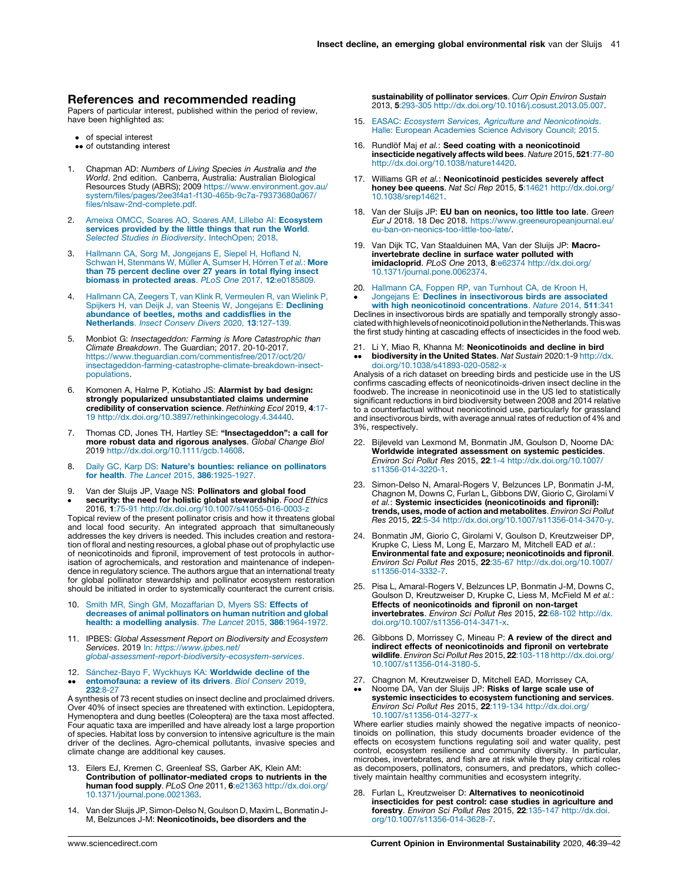## References and recommended reading

Papers of particular interest, published within the period of review, have been highlighted as:

- • of special interest
- •• of outstanding interest

1. Chapman AD: *Numbers of Living Species in Australia and the World*. 2nd edition. Canberra, Australia: Australian Biological Resources Study (ABRS); 2009 https://www.environment.gov.au/system/files/pages/2ee3f4a1-f130-465b-9c7a-79373680a067/files/nlsaw-2nd-complete.pdf.

2. Ameixa OMCC, Soares AO, Soares AM, Lillebø AI: **Ecosystem services provided by the little things that run the World**. *Selected Studies in Biodiversity*. InTechOpen; 2018.

3. Hallmann CA, Sorg M, Jongejans E, Siepel H, Hofland N, Schwan H, Stenmans W, Müller A, Sumser H, Hörren T *et al.*: **More than 75 percent decline over 27 years in total flying insect biomass in protected areas**. *PLoS One* 2017, **12**:e0185809.

4. Hallmann CA, Zeegers T, van Klink R, Vermeulen R, van Wielink P, Spijkers H, van Deijk J, van Steenis W, Jongejans E: **Declining abundance of beetles, moths and caddisflies in the Netherlands**. *Insect Conserv Divers* 2020, **13**:127-139.

5. Monbiot G: *Insectageddon: Farming is More Catastrophic than Climate Breakdown*. The Guardian; 2017. 20-10-2017. https://www.theguardian.com/commentisfree/2017/oct/20/insectageddon-farming-catastrophe-climate-breakdown-insect-populations.

6. Komonen A, Halme P, Kotiaho JS: **Alarmist by bad design: strongly popularized unsubstantiated claims undermine credibility of conservation science**. *Rethinking Ecol* 2019, **4**:17-19 http://dx.doi.org/10.3897/rethinkingecology.4.34440.

7. Thomas CD, Jones TH, Hartley SE: **"Insectageddon": a call for more robust data and rigorous analyses**. *Global Change Biol* 2019 http://dx.doi.org/10.1111/gcb.14608.

8. Daily GC, Karp DS: **Nature's bounties: reliance on pollinators for health**. *The Lancet* 2015, **386**:1925-1927.

9. • Van der Sluijs JP, Vaage NS: **Pollinators and global food security: the need for holistic global stewardship**. *Food Ethics* 2016, **1**:75-91 http://dx.doi.org/10.1007/s41055-016-0003-z

Topical review of the present pollinator crisis and how it threatens global and local food security. An integrated approach that simultaneously addresses the key drivers is needed. This includes creation and restoration of floral and nesting resources, a global phase out of prophylactic use of neonicotinoids and fipronil, improvement of test protocols in authorisation of agrochemicals, and restoration and maintenance of independence in regulatory science. The authors argue that an international treaty for global pollinator stewardship and pollinator ecosystem restoration should be initiated in order to systemically counteract the current crisis.

10. Smith MR, Singh GM, Mozaffarian D, Myers SS: **Effects of decreases of animal pollinators on human nutrition and global health: a modelling analysis**. *The Lancet* 2015, **386**:1964-1972.

11. IPBES: *Global Assessment Report on Biodiversity and Ecosystem Services*. 2019 In: *https://www.ipbes.net/global-assessment-report-biodiversity-ecosystem-services*.

12. •• Sánchez-Bayo F, Wyckhuys KA: **Worldwide decline of the entomofauna: a review of its drivers**. *Biol Conserv* 2019, **232**:8-27

A synthesis of 73 recent studies on insect decline and proclaimed drivers. Over 40% of insect species are threatened with extinction. Lepidoptera, Hymenoptera and dung beetles (Coleoptera) are the taxa most affected. Four aquatic taxa are imperilled and have already lost a large proportion of species. Habitat loss by conversion to intensive agriculture is the main driver of the declines. Agro-chemical pollutants, invasive species and climate change are additional key causes.

13. Eilers EJ, Kremen C, Greenleaf SS, Garber AK, Klein AM: **Contribution of pollinator-mediated crops to nutrients in the human food supply**. *PLoS One* 2011, **6**:e21363 http://dx.doi.org/10.1371/journal.pone.0021363.

14. Van der Sluijs JP, Simon-Delso N, Goulson D, Maxim L, Bonmatin J-M, Belzunces J-M: **Neonicotinoids, bee disorders and the sustainability of pollinator services**. *Curr Opin Environ Sustain* 2013, **5**:293-305 http://dx.doi.org/10.1016/j.cosust.2013.05.007.

15. EASAC: *Ecosystem Services, Agriculture and Neonicotinoids*. Halle: European Academies Science Advisory Council; 2015.

16. Rundlöf Maj *et al.*: **Seed coating with a neonicotinoid insecticide negatively affects wild bees**. *Nature* 2015, **521**:77-80 http://dx.doi.org/10.1038/nature14420.

17. Williams GR *et al.*: **Neonicotinoid pesticides severely affect honey bee queens**. *Nat Sci Rep* 2015, **5**:14621 http://dx.doi.org/10.1038/srep14621.

18. Van der Sluijs JP: **EU ban on neonics, too little too late**. *Green Eur J* 2018. 18 Dec 2018. https://www.greeneuropeanjournal.eu/eu-ban-on-neonics-too-little-too-late/.

19. Van Dijk TC, Van Staalduinen MA, Van der Sluijs JP: **Macro-invertebrate decline in surface water polluted with imidacloprid**. *PLoS One* 2013, **8**:e62374 http://dx.doi.org/10.1371/journal.pone.0062374.

20. • Hallmann CA, Foppen RP, van Turnhout CA, de Kroon H, Jongejans E: **Declines in insectivorous birds are associated with high neonicotinoid concentrations**. *Nature* 2014, **511**:341

Declines in insectivorous birds are spatially and temporally strongly associated with high levels of neonicotinoid pollution in the Netherlands. This was the first study hinting at cascading effects of insecticides in the food web.

21. •• Li Y, Miao R, Khanna M: **Neonicotinoids and decline in bird biodiversity in the United States**. *Nat Sustain* 2020:1-9 http://dx.doi.org/10.1038/s41893-020-0582-x

Analysis of a rich dataset on breeding birds and pesticide use in the US confirms cascading effects of neonicotinoids-driven insect decline in the foodweb. The increase in neonicotinoid use in the US led to statistically significant reductions in bird biodiversity between 2008 and 2014 relative to a counterfactual without neonicotinoid use, particularly for grassland and insectivorous birds, with average annual rates of reduction of 4% and 3%, respectively.

22. Bijleveld van Lexmond M, Bonmatin JM, Goulson D, Noome DA: **Worldwide integrated assessment on systemic pesticides**. *Environ Sci Pollut Res* 2015, **22**:1-4 http://dx.doi.org/10.1007/s11356-014-3220-1.

23. Simon-Delso N, Amaral-Rogers V, Belzunces LP, Bonmatin J-M, Chagnon M, Downs C, Furlan L, Gibbons DW, Giorio C, Girolami V *et al.*: **Systemic insecticides (neonicotinoids and fipronil): trends, uses, mode of action and metabolites**. *Environ Sci Pollut Res* 2015, **22**:5-34 http://dx.doi.org/10.1007/s11356-014-3470-y.

24. Bonmatin JM, Giorio C, Girolami V, Goulson D, Kreutzweiser DP, Krupke C, Liess M, Long E, Marzaro M, Mitchell EAD *et al.*: **Environmental fate and exposure; neonicotinoids and fipronil**. *Environ Sci Pollut Res* 2015, **22**:35-67 http://dx.doi.org/10.1007/s11356-014-3332-7.

25. Pisa L, Amaral-Rogers V, Belzunces LP, Bonmatin J-M, Downs C, Goulson D, Kreutzweiser D, Krupke C, Liess M, McField M *et al.*: **Effects of neonicotinoids and fipronil on non-target invertebrates**. *Environ Sci Pollut Res* 2015, **22**:68-102 http://dx.doi.org/10.1007/s11356-014-3471-x.

26. Gibbons D, Morrissey C, Mineau P: **A review of the direct and indirect effects of neonicotinoids and fipronil on vertebrate wildlife**. *Environ Sci Pollut Res* 2015, **22**:103-118 http://dx.doi.org/10.1007/s11356-014-3180-5.

27. •• Chagnon M, Kreutzweiser D, Mitchell EAD, Morrissey CA, Noome DA, Van der Sluijs JP: **Risks of large scale use of systemic insecticides to ecosystem functioning and services**. *Environ Sci Pollut Res* 2015, **22**:119-134 http://dx.doi.org/10.1007/s11356-014-3277-x

Where earlier studies mainly showed the negative impacts of neonicotinoids on pollination, this study documents broader evidence of the effects on ecosystem functions regulating soil and water quality, pest control, ecosystem resilience and community diversity. In particular, microbes, invertebrates, and fish are at risk while they play critical roles as decomposers, pollinators, consumers, and predators, which collectively maintain healthy communities and ecosystem integrity.

28. Furlan L, Kreutzweiser D: **Alternatives to neonicotinoid insecticides for pest control: case studies in agriculture and forestry**. *Environ Sci Pollut Res* 2015, **22**:135-147 http://dx.doi.org/10.1007/s11356-014-3628-7.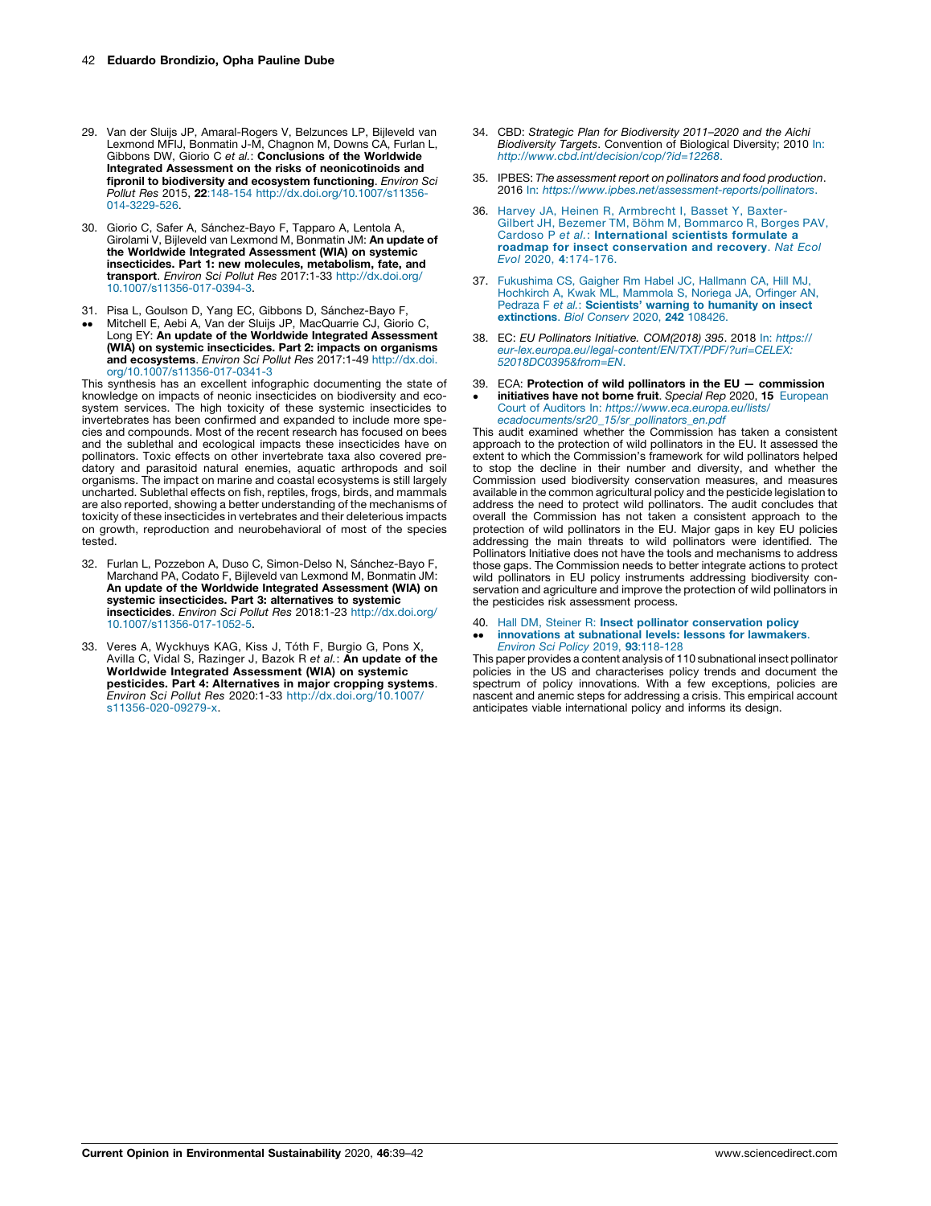29. Van der Sluijs JP, Amaral-Rogers V, Belzunces LP, Bijleveld van Lexmond MFIJ, Bonmatin J-M, Chagnon M, Downs CA, Furlan L, Gibbons DW, Giorio C *et al.*: **Conclusions of the Worldwide Integrated Assessment on the risks of neonicotinoids and fipronil to biodiversity and ecosystem functioning**. *Environ Sci Pollut Res* 2015, **22**:148-154 http://dx.doi.org/10.1007/s11356-014-3229-526.

30. Giorio C, Safer A, Sánchez-Bayo F, Tapparo A, Lentola A, Girolami V, Bijleveld van Lexmond M, Bonmatin JM: **An update of the Worldwide Integrated Assessment (WIA) on systemic insecticides. Part 1: new molecules, metabolism, fate, and transport**. *Environ Sci Pollut Res* 2017:1-33 http://dx.doi.org/10.1007/s11356-017-0394-3.

31. •• Pisa L, Goulson D, Yang EC, Gibbons D, Sánchez-Bayo F, Mitchell E, Aebi A, Van der Sluijs JP, MacQuarrie CJ, Giorio C, Long EY: **An update of the Worldwide Integrated Assessment (WIA) on systemic insecticides. Part 2: impacts on organisms and ecosystems**. *Environ Sci Pollut Res* 2017:1-49 http://dx.doi.org/10.1007/s11356-017-0341-3

This synthesis has an excellent infographic documenting the state of knowledge on impacts of neonic insecticides on biodiversity and ecosystem services. The high toxicity of these systemic insecticides to invertebrates has been confirmed and expanded to include more species and compounds. Most of the recent research has focused on bees and the sublethal and ecological impacts these insecticides have on pollinators. Toxic effects on other invertebrate taxa also covered predatory and parasitoid natural enemies, aquatic arthropods and soil organisms. The impact on marine and coastal ecosystems is still largely uncharted. Sublethal effects on fish, reptiles, frogs, birds, and mammals are also reported, showing a better understanding of the mechanisms of toxicity of these insecticides in vertebrates and their deleterious impacts on growth, reproduction and neurobehavioral of most of the species tested.

32. Furlan L, Pozzebon A, Duso C, Simon-Delso N, Sánchez-Bayo F, Marchand PA, Codato F, Bijleveld van Lexmond M, Bonmatin JM: **An update of the Worldwide Integrated Assessment (WIA) on systemic insecticides. Part 3: alternatives to systemic insecticides**. *Environ Sci Pollut Res* 2018:1-23 http://dx.doi.org/10.1007/s11356-017-1052-5.

33. Veres A, Wyckhuys KAG, Kiss J, Tóth F, Burgio G, Pons X, Avilla C, Vidal S, Razinger J, Bazok R *et al.*: **An update of the Worldwide Integrated Assessment (WIA) on systemic pesticides. Part 4: Alternatives in major cropping systems**. *Environ Sci Pollut Res* 2020:1-33 http://dx.doi.org/10.1007/s11356-020-09279-x.

34. CBD: *Strategic Plan for Biodiversity 2011–2020 and the Aichi Biodiversity Targets*. Convention of Biological Diversity; 2010 In: *http://www.cbd.int/decision/cop/?id=12268*.

35. IPBES: *The assessment report on pollinators and food production*. 2016 In: *https://www.ipbes.net/assessment-reports/pollinators*.

36. Harvey JA, Heinen R, Armbrecht I, Basset Y, Baxter-Gilbert JH, Bezemer TM, Böhm M, Bommarco R, Borges PAV, Cardoso P *et al.*: **International scientists formulate a roadmap for insect conservation and recovery**. *Nat Ecol Evol* 2020, **4**:174-176.

37. Fukushima CS, Gaigher Rm Habel JC, Hallmann CA, Hill MJ, Hochkirch A, Kwak ML, Mammola S, Noriega JA, Orfinger AN, Pedraza F *et al.*: **Scientists' warning to humanity on insect extinctions**. *Biol Conserv* 2020, **242** 108426.

38. EC: *EU Pollinators Initiative. COM(2018) 395*. 2018 In: *https://eur-lex.europa.eu/legal-content/EN/TXT/PDF/?uri=CELEX:52018DC0395&from=EN*.

39. • ECA: **Protection of wild pollinators in the EU — commission initiatives have not borne fruit**. *Special Rep* 2020, **15** European Court of Auditors In: *https://www.eca.europa.eu/lists/ecadocuments/sr20_15/sr_pollinators_en.pdf*

This audit examined whether the Commission has taken a consistent approach to the protection of wild pollinators in the EU. It assessed the extent to which the Commission's framework for wild pollinators helped to stop the decline in their number and diversity, and whether the Commission used biodiversity conservation measures, and measures available in the common agricultural policy and the pesticide legislation to address the need to protect wild pollinators. The audit concludes that overall the Commission has not taken a consistent approach to the protection of wild pollinators in the EU. Major gaps in key EU policies addressing the main threats to wild pollinators were identified. The Pollinators Initiative does not have the tools and mechanisms to address those gaps. The Commission needs to better integrate actions to protect wild pollinators in EU policy instruments addressing biodiversity conservation and agriculture and improve the protection of wild pollinators in the pesticides risk assessment process.

40. •• Hall DM, Steiner R: **Insect pollinator conservation policy innovations at subnational levels: lessons for lawmakers**. *Environ Sci Policy* 2019, **93**:118-128

This paper provides a content analysis of 110 subnational insect pollinator policies in the US and characterises policy trends and document the spectrum of policy innovations. With a few exceptions, policies are nascent and anemic steps for addressing a crisis. This empirical account anticipates viable international policy and informs its design.